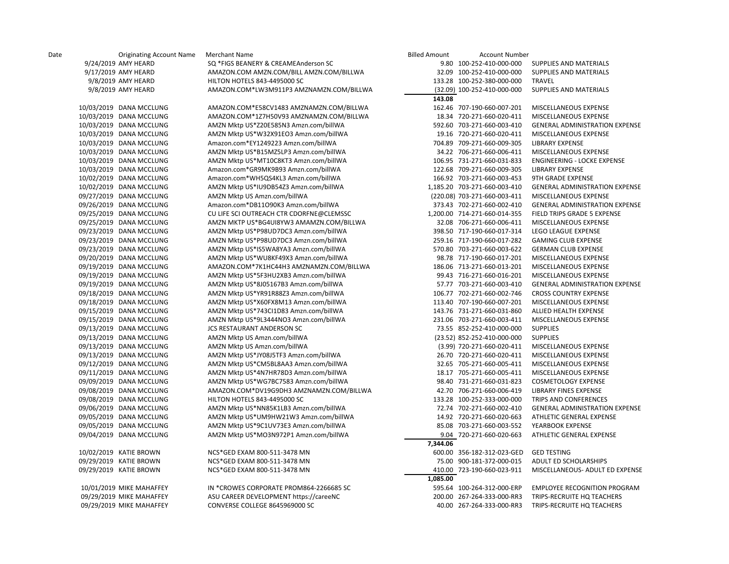| Date | Originating Account Name | Merchant Name | Billed Amount | Account Number | |
|---|---|---|---|---|---|
| 9/24/2019 | AMY HEARD | SQ *FIGS BEANERY & CREAMEAnderson SC | 9.80 | 100-252-410-000-000 | SUPPLIES AND MATERIALS |
| 9/17/2019 | AMY HEARD | AMAZON.COM AMZN.COM/BILL AMZN.COM/BILLWA | 32.09 | 100-252-410-000-000 | SUPPLIES AND MATERIALS |
| 9/8/2019 | AMY HEARD | HILTON HOTELS 843-4495000 SC | 133.28 | 100-252-380-000-000 | TRAVEL |
| 9/8/2019 | AMY HEARD | AMAZON.COM*LW3M911P3 AMZNAMZN.COM/BILLWA | (32.09) | 100-252-410-000-000 | SUPPLIES AND MATERIALS |
| | | | **143.08** | | |
| 10/03/2019 | DANA MCCLUNG | AMAZON.COM*E58CV1483 AMZNAMZN.COM/BILLWA | 162.46 | 707-190-660-007-201 | MISCELLANEOUS EXPENSE |
| 10/03/2019 | DANA MCCLUNG | AMAZON.COM*1Z7H50V93 AMZNAMZN.COM/BILLWA | 18.34 | 720-271-660-020-411 | MISCELLANEOUS EXPENSE |
| 10/03/2019 | DANA MCCLUNG | AMZN Mktp US*Z20E585N3 Amzn.com/billWA | 592.60 | 703-271-660-003-410 | GENERAL ADMINISTRATION EXPENSE |
| 10/03/2019 | DANA MCCLUNG | AMZN Mktp US*W32X91EO3 Amzn.com/billWA | 19.16 | 720-271-660-020-411 | MISCELLANEOUS EXPENSE |
| 10/03/2019 | DANA MCCLUNG | Amazon.com*EY1249223 Amzn.com/billWA | 704.89 | 709-271-660-009-305 | LIBRARY EXPENSE |
| 10/03/2019 | DANA MCCLUNG | AMZN Mktp US*B15MZ5LP3 Amzn.com/billWA | 34.22 | 706-271-660-006-411 | MISCELLANEOUS EXPENSE |
| 10/03/2019 | DANA MCCLUNG | AMZN Mktp US*MT10C8KT3 Amzn.com/billWA | 106.95 | 731-271-660-031-833 | ENGINEERING - LOCKE EXPENSE |
| 10/03/2019 | DANA MCCLUNG | Amazon.com*GR9MK9B93 Amzn.com/billWA | 122.68 | 709-271-660-009-305 | LIBRARY EXPENSE |
| 10/02/2019 | DANA MCCLUNG | Amazon.com*WH5QS4KL3 Amzn.com/billWA | 166.92 | 703-271-660-003-453 | 9TH GRADE EXPENSE |
| 10/02/2019 | DANA MCCLUNG | AMZN Mktp US*IU9DB54Z3 Amzn.com/billWA | 1,185.20 | 703-271-660-003-410 | GENERAL ADMINISTRATION EXPENSE |
| 09/27/2019 | DANA MCCLUNG | AMZN Mktp US Amzn.com/billWA | (220.08) | 703-271-660-003-411 | MISCELLANEOUS EXPENSE |
| 09/26/2019 | DANA MCCLUNG | Amazon.com*DB11O90K3 Amzn.com/billWA | 373.43 | 702-271-660-002-410 | GENERAL ADMINISTRATION EXPENSE |
| 09/25/2019 | DANA MCCLUNG | CU LIFE SCI OUTREACH CTR CDORFNE@CLEMSSC | 1,200.00 | 714-271-660-014-355 | FIELD TRIPS GRADE 5 EXPENSE |
| 09/25/2019 | DANA MCCLUNG | AMZN MKTP US*BG4UI8YW3 AMAMZN.COM/BILLWA | 32.08 | 706-271-660-006-411 | MISCELLANEOUS EXPENSE |
| 09/23/2019 | DANA MCCLUNG | AMZN Mktp US*P98UD7DC3 Amzn.com/billWA | 398.50 | 717-190-660-017-314 | LEGO LEAGUE EXPENSE |
| 09/23/2019 | DANA MCCLUNG | AMZN Mktp US*P98UD7DC3 Amzn.com/billWA | 259.16 | 717-190-660-017-282 | GAMING CLUB EXPENSE |
| 09/23/2019 | DANA MCCLUNG | AMZN Mktp US*IS5WA8YA3 Amzn.com/billWA | 570.80 | 703-271-660-003-622 | GERMAN CLUB EXPENSE |
| 09/20/2019 | DANA MCCLUNG | AMZN Mktp US*WU8KF49X3 Amzn.com/billWA | 98.78 | 717-190-660-017-201 | MISCELLANEOUS EXPENSE |
| 09/19/2019 | DANA MCCLUNG | AMAZON.COM*7K1HC44H3 AMZNAMZN.COM/BILLWA | 186.06 | 713-271-660-013-201 | MISCELLANEOUS EXPENSE |
| 09/19/2019 | DANA MCCLUNG | AMZN Mktp US*5F3HU2XB3 Amzn.com/billWA | 99.43 | 716-271-660-016-201 | MISCELLANEOUS EXPENSE |
| 09/19/2019 | DANA MCCLUNG | AMZN Mktp US*8J05167B3 Amzn.com/billWA | 57.77 | 703-271-660-003-410 | GENERAL ADMINISTRATION EXPENSE |
| 09/18/2019 | DANA MCCLUNG | AMZN Mktp US*YR91R88Z3 Amzn.com/billWA | 106.77 | 702-271-660-002-746 | CROSS COUNTRY EXPENSE |
| 09/18/2019 | DANA MCCLUNG | AMZN Mktp US*X60FX8M13 Amzn.com/billWA | 113.40 | 707-190-660-007-201 | MISCELLANEOUS EXPENSE |
| 09/15/2019 | DANA MCCLUNG | AMZN Mktp US*743CI1D83 Amzn.com/billWA | 143.76 | 731-271-660-031-860 | ALLIED HEALTH EXPENSE |
| 09/15/2019 | DANA MCCLUNG | AMZN Mktp US*9L3444NO3 Amzn.com/billWA | 231.06 | 703-271-660-003-411 | MISCELLANEOUS EXPENSE |
| 09/13/2019 | DANA MCCLUNG | JCS RESTAURANT ANDERSON SC | 73.55 | 852-252-410-000-000 | SUPPLIES |
| 09/13/2019 | DANA MCCLUNG | AMZN Mktp US Amzn.com/billWA | (23.52) | 852-252-410-000-000 | SUPPLIES |
| 09/13/2019 | DANA MCCLUNG | AMZN Mktp US Amzn.com/billWA | (3.99) | 720-271-660-020-411 | MISCELLANEOUS EXPENSE |
| 09/13/2019 | DANA MCCLUNG | AMZN Mktp US*JY08J5TF3 Amzn.com/billWA | 26.70 | 720-271-660-020-411 | MISCELLANEOUS EXPENSE |
| 09/12/2019 | DANA MCCLUNG | AMZN Mktp US*CM5BL8AA3 Amzn.com/billWA | 32.65 | 705-271-660-005-411 | MISCELLANEOUS EXPENSE |
| 09/11/2019 | DANA MCCLUNG | AMZN Mktp US*4N7HR78D3 Amzn.com/billWA | 18.17 | 705-271-660-005-411 | MISCELLANEOUS EXPENSE |
| 09/09/2019 | DANA MCCLUNG | AMZN Mktp US*WG7BC7583 Amzn.com/billWA | 98.40 | 731-271-660-031-823 | COSMETOLOGY EXPENSE |
| 09/08/2019 | DANA MCCLUNG | AMAZON.COM*DV19G9DH3 AMZNAMZN.COM/BILLWA | 42.70 | 706-271-660-006-419 | LIBRARY FINES EXPENSE |
| 09/08/2019 | DANA MCCLUNG | HILTON HOTELS 843-4495000 SC | 133.28 | 100-252-333-000-000 | TRIPS AND CONFERENCES |
| 09/06/2019 | DANA MCCLUNG | AMZN Mktp US*NN85K1LB3 Amzn.com/billWA | 72.74 | 702-271-660-002-410 | GENERAL ADMINISTRATION EXPENSE |
| 09/05/2019 | DANA MCCLUNG | AMZN Mktp US*UM9HW21W3 Amzn.com/billWA | 14.92 | 720-271-660-020-663 | ATHLETIC GENERAL EXPENSE |
| 09/05/2019 | DANA MCCLUNG | AMZN Mktp US*9C1UV73E3 Amzn.com/billWA | 85.08 | 703-271-660-003-552 | YEARBOOK EXPENSE |
| 09/04/2019 | DANA MCCLUNG | AMZN Mktp US*MO3N972P1 Amzn.com/billWA | 9.04 | 720-271-660-020-663 | ATHLETIC GENERAL EXPENSE |
| | | | **7,344.06** | | |
| 10/02/2019 | KATIE BROWN | NCS*GED EXAM 800-511-3478 MN | 600.00 | 356-182-312-023-GED | GED TESTING |
| 09/29/2019 | KATIE BROWN | NCS*GED EXAM 800-511-3478 MN | 75.00 | 900-181-372-000-015 | ADULT ED SCHOLARSHIPS |
| 09/29/2019 | KATIE BROWN | NCS*GED EXAM 800-511-3478 MN | 410.00 | 723-190-660-023-911 | MISCELLANEOUS- ADULT ED EXPENSE |
| | | | **1,085.00** | | |
| 10/01/2019 | MIKE MAHAFFEY | IN *CROWES CORPORATE PROM864-2266685 SC | 595.64 | 100-264-312-000-ERP | EMPLOYEE RECOGNITION PROGRAM |
| 09/29/2019 | MIKE MAHAFFEY | ASU CAREER DEVELOPMENT https://careeNC | 200.00 | 267-264-333-000-RR3 | TRIPS-RECRUITE HQ TEACHERS |
| 09/29/2019 | MIKE MAHAFFEY | CONVERSE COLLEGE 8645969000 SC | 40.00 | 267-264-333-000-RR3 | TRIPS-RECRUITE HQ TEACHERS |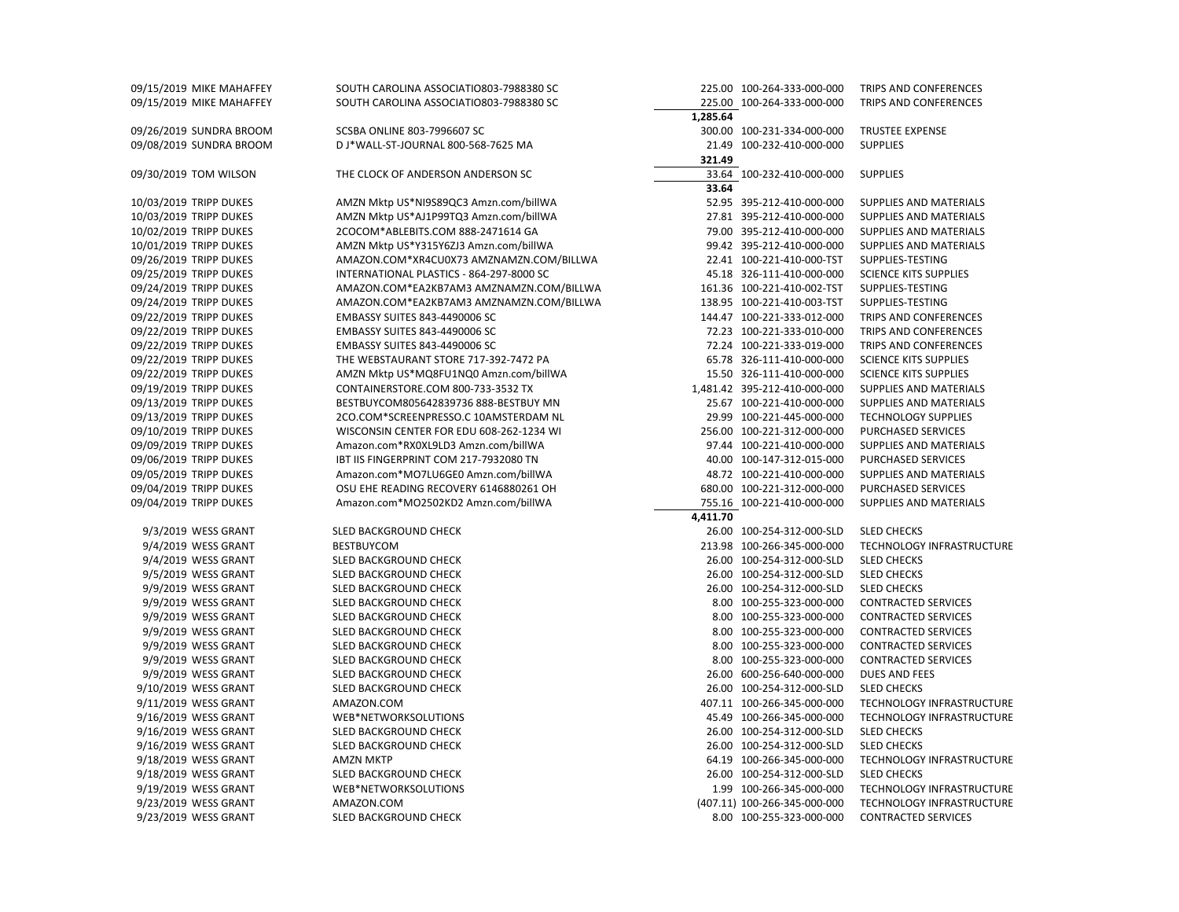| Date | Name | Vendor | Amount | Account | Description |
|---|---|---|---|---|---|
| 09/15/2019 | MIKE MAHAFFEY | SOUTH CAROLINA ASSOCIATIO803-7988380 SC | 225.00 | 100-264-333-000-000 | TRIPS AND CONFERENCES |
| 09/15/2019 | MIKE MAHAFFEY | SOUTH CAROLINA ASSOCIATIO803-7988380 SC | 225.00 | 100-264-333-000-000 | TRIPS AND CONFERENCES |
| | | | **1,285.64** | | |
| 09/26/2019 | SUNDRA BROOM | SCSBA ONLINE 803-7996607 SC | 300.00 | 100-231-334-000-000 | TRUSTEE EXPENSE |
| 09/08/2019 | SUNDRA BROOM | D J*WALL-ST-JOURNAL 800-568-7625 MA | 21.49 | 100-232-410-000-000 | SUPPLIES |
| | | | **321.49** | | |
| 09/30/2019 | TOM WILSON | THE CLOCK OF ANDERSON ANDERSON SC | 33.64 | 100-232-410-000-000 | SUPPLIES |
| | | | **33.64** | | |
| 10/03/2019 | TRIPP DUKES | AMZN Mktp US*NI9S89QC3 Amzn.com/billWA | 52.95 | 395-212-410-000-000 | SUPPLIES AND MATERIALS |
| 10/03/2019 | TRIPP DUKES | AMZN Mktp US*AJ1P99TQ3 Amzn.com/billWA | 27.81 | 395-212-410-000-000 | SUPPLIES AND MATERIALS |
| 10/02/2019 | TRIPP DUKES | 2COCOM*ABLEBITS.COM 888-2471614 GA | 79.00 | 395-212-410-000-000 | SUPPLIES AND MATERIALS |
| 10/01/2019 | TRIPP DUKES | AMZN Mktp US*Y315Y6ZJ3 Amzn.com/billWA | 99.42 | 395-212-410-000-000 | SUPPLIES AND MATERIALS |
| 09/26/2019 | TRIPP DUKES | AMAZON.COM*XR4CU0X73 AMZNAMZN.COM/BILLWA | 22.41 | 100-221-410-000-TST | SUPPLIES-TESTING |
| 09/25/2019 | TRIPP DUKES | INTERNATIONAL PLASTICS - 864-297-8000 SC | 45.18 | 326-111-410-000-000 | SCIENCE KITS SUPPLIES |
| 09/24/2019 | TRIPP DUKES | AMAZON.COM*EA2KB7AM3 AMZNAMZN.COM/BILLWA | 161.36 | 100-221-410-002-TST | SUPPLIES-TESTING |
| 09/24/2019 | TRIPP DUKES | AMAZON.COM*EA2KB7AM3 AMZNAMZN.COM/BILLWA | 138.95 | 100-221-410-003-TST | SUPPLIES-TESTING |
| 09/22/2019 | TRIPP DUKES | EMBASSY SUITES 843-4490006 SC | 144.47 | 100-221-333-012-000 | TRIPS AND CONFERENCES |
| 09/22/2019 | TRIPP DUKES | EMBASSY SUITES 843-4490006 SC | 72.23 | 100-221-333-010-000 | TRIPS AND CONFERENCES |
| 09/22/2019 | TRIPP DUKES | EMBASSY SUITES 843-4490006 SC | 72.24 | 100-221-333-019-000 | TRIPS AND CONFERENCES |
| 09/22/2019 | TRIPP DUKES | THE WEBSTAURANT STORE 717-392-7472 PA | 65.78 | 326-111-410-000-000 | SCIENCE KITS SUPPLIES |
| 09/22/2019 | TRIPP DUKES | AMZN Mktp US*MQ8FU1NQ0 Amzn.com/billWA | 15.50 | 326-111-410-000-000 | SCIENCE KITS SUPPLIES |
| 09/19/2019 | TRIPP DUKES | CONTAINERSTORE.COM 800-733-3532 TX | 1,481.42 | 395-212-410-000-000 | SUPPLIES AND MATERIALS |
| 09/13/2019 | TRIPP DUKES | BESTBUYCOM805642839736 888-BESTBUY MN | 25.67 | 100-221-410-000-000 | SUPPLIES AND MATERIALS |
| 09/13/2019 | TRIPP DUKES | 2CO.COM*SCREENPRESSO.C 10AMSTERDAM NL | 29.99 | 100-221-445-000-000 | TECHNOLOGY SUPPLIES |
| 09/10/2019 | TRIPP DUKES | WISCONSIN CENTER FOR EDU 608-262-1234 WI | 256.00 | 100-221-312-000-000 | PURCHASED SERVICES |
| 09/09/2019 | TRIPP DUKES | Amazon.com*RX0XL9LD3 Amzn.com/billWA | 97.44 | 100-221-410-000-000 | SUPPLIES AND MATERIALS |
| 09/06/2019 | TRIPP DUKES | IBT IIS FINGERPRINT COM 217-7932080 TN | 40.00 | 100-147-312-015-000 | PURCHASED SERVICES |
| 09/05/2019 | TRIPP DUKES | Amazon.com*MO7LU6GE0 Amzn.com/billWA | 48.72 | 100-221-410-000-000 | SUPPLIES AND MATERIALS |
| 09/04/2019 | TRIPP DUKES | OSU EHE READING RECOVERY 6146880261 OH | 680.00 | 100-221-312-000-000 | PURCHASED SERVICES |
| 09/04/2019 | TRIPP DUKES | Amazon.com*MO2502KD2 Amzn.com/billWA | 755.16 | 100-221-410-000-000 | SUPPLIES AND MATERIALS |
| | | | **4,411.70** | | |
| 9/3/2019 | WESS GRANT | SLED BACKGROUND CHECK | 26.00 | 100-254-312-000-SLD | SLED CHECKS |
| 9/4/2019 | WESS GRANT | BESTBUYCOM | 213.98 | 100-266-345-000-000 | TECHNOLOGY INFRASTRUCTURE |
| 9/4/2019 | WESS GRANT | SLED BACKGROUND CHECK | 26.00 | 100-254-312-000-SLD | SLED CHECKS |
| 9/5/2019 | WESS GRANT | SLED BACKGROUND CHECK | 26.00 | 100-254-312-000-SLD | SLED CHECKS |
| 9/9/2019 | WESS GRANT | SLED BACKGROUND CHECK | 26.00 | 100-254-312-000-SLD | SLED CHECKS |
| 9/9/2019 | WESS GRANT | SLED BACKGROUND CHECK | 8.00 | 100-255-323-000-000 | CONTRACTED SERVICES |
| 9/9/2019 | WESS GRANT | SLED BACKGROUND CHECK | 8.00 | 100-255-323-000-000 | CONTRACTED SERVICES |
| 9/9/2019 | WESS GRANT | SLED BACKGROUND CHECK | 8.00 | 100-255-323-000-000 | CONTRACTED SERVICES |
| 9/9/2019 | WESS GRANT | SLED BACKGROUND CHECK | 8.00 | 100-255-323-000-000 | CONTRACTED SERVICES |
| 9/9/2019 | WESS GRANT | SLED BACKGROUND CHECK | 8.00 | 100-255-323-000-000 | CONTRACTED SERVICES |
| 9/9/2019 | WESS GRANT | SLED BACKGROUND CHECK | 26.00 | 600-256-640-000-000 | DUES AND FEES |
| 9/10/2019 | WESS GRANT | SLED BACKGROUND CHECK | 26.00 | 100-254-312-000-SLD | SLED CHECKS |
| 9/11/2019 | WESS GRANT | AMAZON.COM | 407.11 | 100-266-345-000-000 | TECHNOLOGY INFRASTRUCTURE |
| 9/16/2019 | WESS GRANT | WEB*NETWORKSOLUTIONS | 45.49 | 100-266-345-000-000 | TECHNOLOGY INFRASTRUCTURE |
| 9/16/2019 | WESS GRANT | SLED BACKGROUND CHECK | 26.00 | 100-254-312-000-SLD | SLED CHECKS |
| 9/16/2019 | WESS GRANT | SLED BACKGROUND CHECK | 26.00 | 100-254-312-000-SLD | SLED CHECKS |
| 9/18/2019 | WESS GRANT | AMZN MKTP | 64.19 | 100-266-345-000-000 | TECHNOLOGY INFRASTRUCTURE |
| 9/18/2019 | WESS GRANT | SLED BACKGROUND CHECK | 26.00 | 100-254-312-000-SLD | SLED CHECKS |
| 9/19/2019 | WESS GRANT | WEB*NETWORKSOLUTIONS | 1.99 | 100-266-345-000-000 | TECHNOLOGY INFRASTRUCTURE |
| 9/23/2019 | WESS GRANT | AMAZON.COM | (407.11) | 100-266-345-000-000 | TECHNOLOGY INFRASTRUCTURE |
| 9/23/2019 | WESS GRANT | SLED BACKGROUND CHECK | 8.00 | 100-255-323-000-000 | CONTRACTED SERVICES |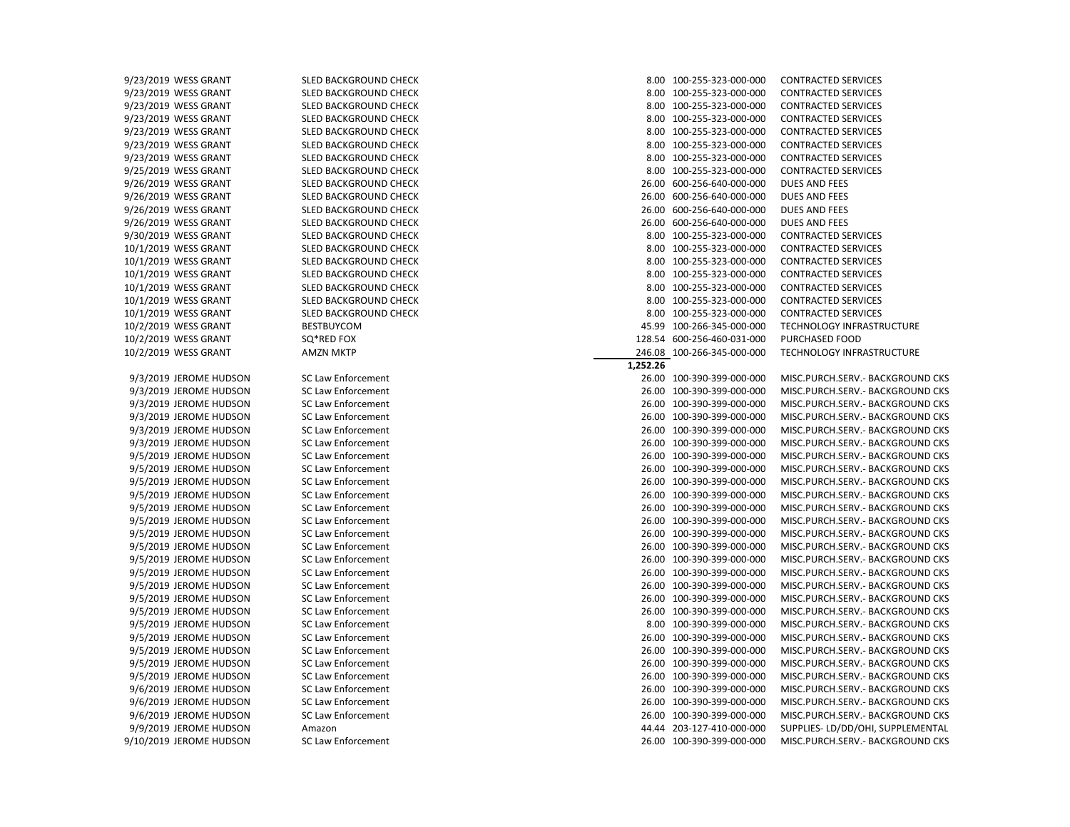| Date | Name | Vendor | Amount | Account | Description |
|---|---|---|---|---|---|
| 9/23/2019 | WESS GRANT | SLED BACKGROUND CHECK | 8.00 | 100-255-323-000-000 | CONTRACTED SERVICES |
| 9/23/2019 | WESS GRANT | SLED BACKGROUND CHECK | 8.00 | 100-255-323-000-000 | CONTRACTED SERVICES |
| 9/23/2019 | WESS GRANT | SLED BACKGROUND CHECK | 8.00 | 100-255-323-000-000 | CONTRACTED SERVICES |
| 9/23/2019 | WESS GRANT | SLED BACKGROUND CHECK | 8.00 | 100-255-323-000-000 | CONTRACTED SERVICES |
| 9/23/2019 | WESS GRANT | SLED BACKGROUND CHECK | 8.00 | 100-255-323-000-000 | CONTRACTED SERVICES |
| 9/23/2019 | WESS GRANT | SLED BACKGROUND CHECK | 8.00 | 100-255-323-000-000 | CONTRACTED SERVICES |
| 9/23/2019 | WESS GRANT | SLED BACKGROUND CHECK | 8.00 | 100-255-323-000-000 | CONTRACTED SERVICES |
| 9/25/2019 | WESS GRANT | SLED BACKGROUND CHECK | 8.00 | 100-255-323-000-000 | CONTRACTED SERVICES |
| 9/26/2019 | WESS GRANT | SLED BACKGROUND CHECK | 26.00 | 600-256-640-000-000 | DUES AND FEES |
| 9/26/2019 | WESS GRANT | SLED BACKGROUND CHECK | 26.00 | 600-256-640-000-000 | DUES AND FEES |
| 9/26/2019 | WESS GRANT | SLED BACKGROUND CHECK | 26.00 | 600-256-640-000-000 | DUES AND FEES |
| 9/26/2019 | WESS GRANT | SLED BACKGROUND CHECK | 26.00 | 600-256-640-000-000 | DUES AND FEES |
| 9/30/2019 | WESS GRANT | SLED BACKGROUND CHECK | 8.00 | 100-255-323-000-000 | CONTRACTED SERVICES |
| 10/1/2019 | WESS GRANT | SLED BACKGROUND CHECK | 8.00 | 100-255-323-000-000 | CONTRACTED SERVICES |
| 10/1/2019 | WESS GRANT | SLED BACKGROUND CHECK | 8.00 | 100-255-323-000-000 | CONTRACTED SERVICES |
| 10/1/2019 | WESS GRANT | SLED BACKGROUND CHECK | 8.00 | 100-255-323-000-000 | CONTRACTED SERVICES |
| 10/1/2019 | WESS GRANT | SLED BACKGROUND CHECK | 8.00 | 100-255-323-000-000 | CONTRACTED SERVICES |
| 10/1/2019 | WESS GRANT | SLED BACKGROUND CHECK | 8.00 | 100-255-323-000-000 | CONTRACTED SERVICES |
| 10/1/2019 | WESS GRANT | SLED BACKGROUND CHECK | 8.00 | 100-255-323-000-000 | CONTRACTED SERVICES |
| 10/2/2019 | WESS GRANT | BESTBUYCOM | 45.99 | 100-266-345-000-000 | TECHNOLOGY INFRASTRUCTURE |
| 10/2/2019 | WESS GRANT | SQ*RED FOX | 128.54 | 600-256-460-031-000 | PURCHASED FOOD |
| 10/2/2019 | WESS GRANT | AMZN MKTP | 246.08 | 100-266-345-000-000 | TECHNOLOGY INFRASTRUCTURE |
| | | | **1,252.26** | | |
| 9/3/2019 | JEROME HUDSON | SC Law Enforcement | 26.00 | 100-390-399-000-000 | MISC.PURCH.SERV.- BACKGROUND CKS |
| 9/3/2019 | JEROME HUDSON | SC Law Enforcement | 26.00 | 100-390-399-000-000 | MISC.PURCH.SERV.- BACKGROUND CKS |
| 9/3/2019 | JEROME HUDSON | SC Law Enforcement | 26.00 | 100-390-399-000-000 | MISC.PURCH.SERV.- BACKGROUND CKS |
| 9/3/2019 | JEROME HUDSON | SC Law Enforcement | 26.00 | 100-390-399-000-000 | MISC.PURCH.SERV.- BACKGROUND CKS |
| 9/3/2019 | JEROME HUDSON | SC Law Enforcement | 26.00 | 100-390-399-000-000 | MISC.PURCH.SERV.- BACKGROUND CKS |
| 9/3/2019 | JEROME HUDSON | SC Law Enforcement | 26.00 | 100-390-399-000-000 | MISC.PURCH.SERV.- BACKGROUND CKS |
| 9/5/2019 | JEROME HUDSON | SC Law Enforcement | 26.00 | 100-390-399-000-000 | MISC.PURCH.SERV.- BACKGROUND CKS |
| 9/5/2019 | JEROME HUDSON | SC Law Enforcement | 26.00 | 100-390-399-000-000 | MISC.PURCH.SERV.- BACKGROUND CKS |
| 9/5/2019 | JEROME HUDSON | SC Law Enforcement | 26.00 | 100-390-399-000-000 | MISC.PURCH.SERV.- BACKGROUND CKS |
| 9/5/2019 | JEROME HUDSON | SC Law Enforcement | 26.00 | 100-390-399-000-000 | MISC.PURCH.SERV.- BACKGROUND CKS |
| 9/5/2019 | JEROME HUDSON | SC Law Enforcement | 26.00 | 100-390-399-000-000 | MISC.PURCH.SERV.- BACKGROUND CKS |
| 9/5/2019 | JEROME HUDSON | SC Law Enforcement | 26.00 | 100-390-399-000-000 | MISC.PURCH.SERV.- BACKGROUND CKS |
| 9/5/2019 | JEROME HUDSON | SC Law Enforcement | 26.00 | 100-390-399-000-000 | MISC.PURCH.SERV.- BACKGROUND CKS |
| 9/5/2019 | JEROME HUDSON | SC Law Enforcement | 26.00 | 100-390-399-000-000 | MISC.PURCH.SERV.- BACKGROUND CKS |
| 9/5/2019 | JEROME HUDSON | SC Law Enforcement | 26.00 | 100-390-399-000-000 | MISC.PURCH.SERV.- BACKGROUND CKS |
| 9/5/2019 | JEROME HUDSON | SC Law Enforcement | 26.00 | 100-390-399-000-000 | MISC.PURCH.SERV.- BACKGROUND CKS |
| 9/5/2019 | JEROME HUDSON | SC Law Enforcement | 26.00 | 100-390-399-000-000 | MISC.PURCH.SERV.- BACKGROUND CKS |
| 9/5/2019 | JEROME HUDSON | SC Law Enforcement | 26.00 | 100-390-399-000-000 | MISC.PURCH.SERV.- BACKGROUND CKS |
| 9/5/2019 | JEROME HUDSON | SC Law Enforcement | 26.00 | 100-390-399-000-000 | MISC.PURCH.SERV.- BACKGROUND CKS |
| 9/5/2019 | JEROME HUDSON | SC Law Enforcement | 8.00 | 100-390-399-000-000 | MISC.PURCH.SERV.- BACKGROUND CKS |
| 9/5/2019 | JEROME HUDSON | SC Law Enforcement | 26.00 | 100-390-399-000-000 | MISC.PURCH.SERV.- BACKGROUND CKS |
| 9/5/2019 | JEROME HUDSON | SC Law Enforcement | 26.00 | 100-390-399-000-000 | MISC.PURCH.SERV.- BACKGROUND CKS |
| 9/5/2019 | JEROME HUDSON | SC Law Enforcement | 26.00 | 100-390-399-000-000 | MISC.PURCH.SERV.- BACKGROUND CKS |
| 9/5/2019 | JEROME HUDSON | SC Law Enforcement | 26.00 | 100-390-399-000-000 | MISC.PURCH.SERV.- BACKGROUND CKS |
| 9/6/2019 | JEROME HUDSON | SC Law Enforcement | 26.00 | 100-390-399-000-000 | MISC.PURCH.SERV.- BACKGROUND CKS |
| 9/6/2019 | JEROME HUDSON | SC Law Enforcement | 26.00 | 100-390-399-000-000 | MISC.PURCH.SERV.- BACKGROUND CKS |
| 9/6/2019 | JEROME HUDSON | SC Law Enforcement | 26.00 | 100-390-399-000-000 | MISC.PURCH.SERV.- BACKGROUND CKS |
| 9/9/2019 | JEROME HUDSON | Amazon | 44.44 | 203-127-410-000-000 | SUPPLIES- LD/DD/OHI, SUPPLEMENTAL |
| 9/10/2019 | JEROME HUDSON | SC Law Enforcement | 26.00 | 100-390-399-000-000 | MISC.PURCH.SERV.- BACKGROUND CKS |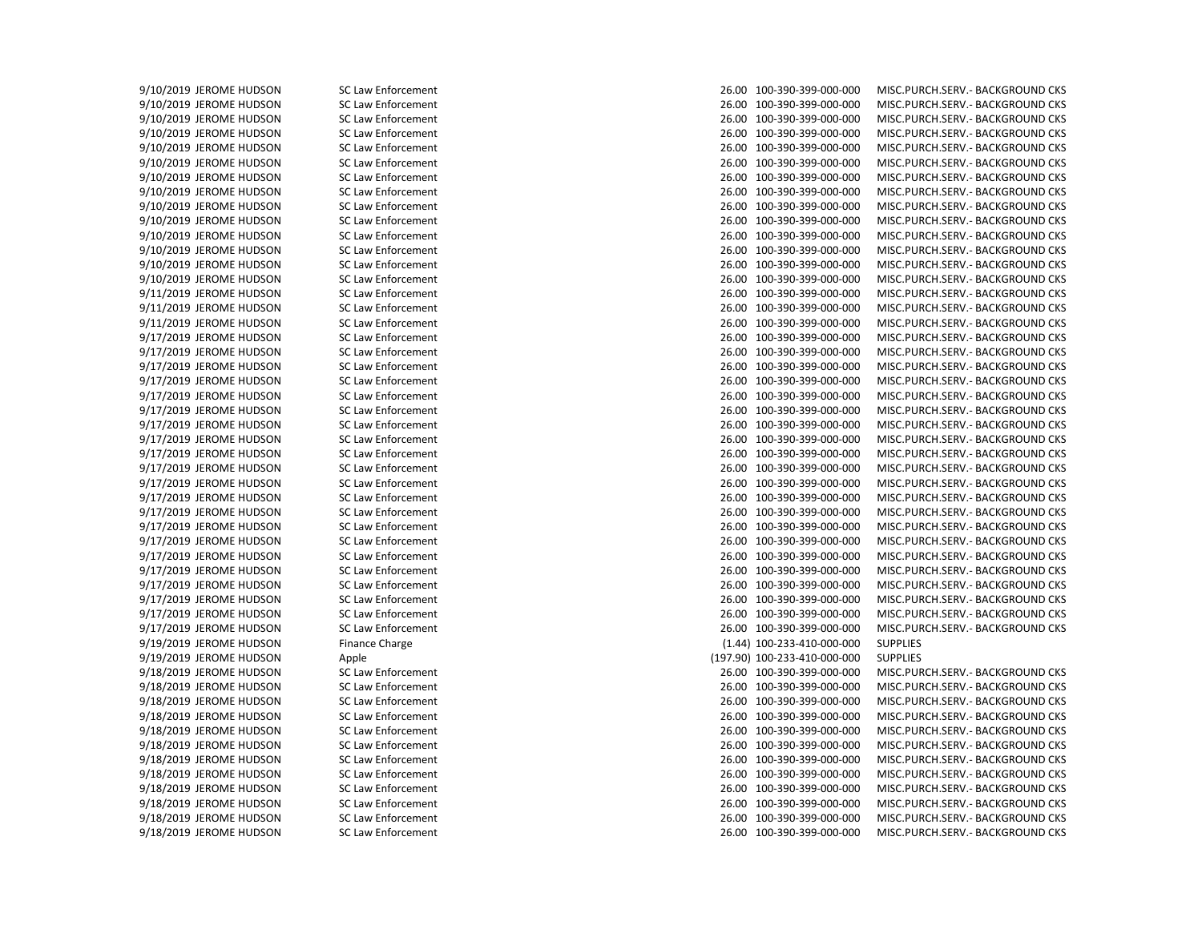| | | | | | |
|---|---|---|---|---|---|
| 9/10/2019 | JEROME HUDSON | SC Law Enforcement | 26.00 | 100-390-399-000-000 | MISC.PURCH.SERV.- BACKGROUND CKS |
| 9/10/2019 | JEROME HUDSON | SC Law Enforcement | 26.00 | 100-390-399-000-000 | MISC.PURCH.SERV.- BACKGROUND CKS |
| 9/10/2019 | JEROME HUDSON | SC Law Enforcement | 26.00 | 100-390-399-000-000 | MISC.PURCH.SERV.- BACKGROUND CKS |
| 9/10/2019 | JEROME HUDSON | SC Law Enforcement | 26.00 | 100-390-399-000-000 | MISC.PURCH.SERV.- BACKGROUND CKS |
| 9/10/2019 | JEROME HUDSON | SC Law Enforcement | 26.00 | 100-390-399-000-000 | MISC.PURCH.SERV.- BACKGROUND CKS |
| 9/10/2019 | JEROME HUDSON | SC Law Enforcement | 26.00 | 100-390-399-000-000 | MISC.PURCH.SERV.- BACKGROUND CKS |
| 9/10/2019 | JEROME HUDSON | SC Law Enforcement | 26.00 | 100-390-399-000-000 | MISC.PURCH.SERV.- BACKGROUND CKS |
| 9/10/2019 | JEROME HUDSON | SC Law Enforcement | 26.00 | 100-390-399-000-000 | MISC.PURCH.SERV.- BACKGROUND CKS |
| 9/10/2019 | JEROME HUDSON | SC Law Enforcement | 26.00 | 100-390-399-000-000 | MISC.PURCH.SERV.- BACKGROUND CKS |
| 9/10/2019 | JEROME HUDSON | SC Law Enforcement | 26.00 | 100-390-399-000-000 | MISC.PURCH.SERV.- BACKGROUND CKS |
| 9/10/2019 | JEROME HUDSON | SC Law Enforcement | 26.00 | 100-390-399-000-000 | MISC.PURCH.SERV.- BACKGROUND CKS |
| 9/10/2019 | JEROME HUDSON | SC Law Enforcement | 26.00 | 100-390-399-000-000 | MISC.PURCH.SERV.- BACKGROUND CKS |
| 9/10/2019 | JEROME HUDSON | SC Law Enforcement | 26.00 | 100-390-399-000-000 | MISC.PURCH.SERV.- BACKGROUND CKS |
| 9/10/2019 | JEROME HUDSON | SC Law Enforcement | 26.00 | 100-390-399-000-000 | MISC.PURCH.SERV.- BACKGROUND CKS |
| 9/11/2019 | JEROME HUDSON | SC Law Enforcement | 26.00 | 100-390-399-000-000 | MISC.PURCH.SERV.- BACKGROUND CKS |
| 9/11/2019 | JEROME HUDSON | SC Law Enforcement | 26.00 | 100-390-399-000-000 | MISC.PURCH.SERV.- BACKGROUND CKS |
| 9/11/2019 | JEROME HUDSON | SC Law Enforcement | 26.00 | 100-390-399-000-000 | MISC.PURCH.SERV.- BACKGROUND CKS |
| 9/17/2019 | JEROME HUDSON | SC Law Enforcement | 26.00 | 100-390-399-000-000 | MISC.PURCH.SERV.- BACKGROUND CKS |
| 9/17/2019 | JEROME HUDSON | SC Law Enforcement | 26.00 | 100-390-399-000-000 | MISC.PURCH.SERV.- BACKGROUND CKS |
| 9/17/2019 | JEROME HUDSON | SC Law Enforcement | 26.00 | 100-390-399-000-000 | MISC.PURCH.SERV.- BACKGROUND CKS |
| 9/17/2019 | JEROME HUDSON | SC Law Enforcement | 26.00 | 100-390-399-000-000 | MISC.PURCH.SERV.- BACKGROUND CKS |
| 9/17/2019 | JEROME HUDSON | SC Law Enforcement | 26.00 | 100-390-399-000-000 | MISC.PURCH.SERV.- BACKGROUND CKS |
| 9/17/2019 | JEROME HUDSON | SC Law Enforcement | 26.00 | 100-390-399-000-000 | MISC.PURCH.SERV.- BACKGROUND CKS |
| 9/17/2019 | JEROME HUDSON | SC Law Enforcement | 26.00 | 100-390-399-000-000 | MISC.PURCH.SERV.- BACKGROUND CKS |
| 9/17/2019 | JEROME HUDSON | SC Law Enforcement | 26.00 | 100-390-399-000-000 | MISC.PURCH.SERV.- BACKGROUND CKS |
| 9/17/2019 | JEROME HUDSON | SC Law Enforcement | 26.00 | 100-390-399-000-000 | MISC.PURCH.SERV.- BACKGROUND CKS |
| 9/17/2019 | JEROME HUDSON | SC Law Enforcement | 26.00 | 100-390-399-000-000 | MISC.PURCH.SERV.- BACKGROUND CKS |
| 9/17/2019 | JEROME HUDSON | SC Law Enforcement | 26.00 | 100-390-399-000-000 | MISC.PURCH.SERV.- BACKGROUND CKS |
| 9/17/2019 | JEROME HUDSON | SC Law Enforcement | 26.00 | 100-390-399-000-000 | MISC.PURCH.SERV.- BACKGROUND CKS |
| 9/17/2019 | JEROME HUDSON | SC Law Enforcement | 26.00 | 100-390-399-000-000 | MISC.PURCH.SERV.- BACKGROUND CKS |
| 9/17/2019 | JEROME HUDSON | SC Law Enforcement | 26.00 | 100-390-399-000-000 | MISC.PURCH.SERV.- BACKGROUND CKS |
| 9/17/2019 | JEROME HUDSON | SC Law Enforcement | 26.00 | 100-390-399-000-000 | MISC.PURCH.SERV.- BACKGROUND CKS |
| 9/17/2019 | JEROME HUDSON | SC Law Enforcement | 26.00 | 100-390-399-000-000 | MISC.PURCH.SERV.- BACKGROUND CKS |
| 9/17/2019 | JEROME HUDSON | SC Law Enforcement | 26.00 | 100-390-399-000-000 | MISC.PURCH.SERV.- BACKGROUND CKS |
| 9/17/2019 | JEROME HUDSON | SC Law Enforcement | 26.00 | 100-390-399-000-000 | MISC.PURCH.SERV.- BACKGROUND CKS |
| 9/17/2019 | JEROME HUDSON | SC Law Enforcement | 26.00 | 100-390-399-000-000 | MISC.PURCH.SERV.- BACKGROUND CKS |
| 9/17/2019 | JEROME HUDSON | SC Law Enforcement | 26.00 | 100-390-399-000-000 | MISC.PURCH.SERV.- BACKGROUND CKS |
| 9/19/2019 | JEROME HUDSON | Finance Charge | (1.44) | 100-233-410-000-000 | SUPPLIES |
| 9/19/2019 | JEROME HUDSON | Apple | (197.90) | 100-233-410-000-000 | SUPPLIES |
| 9/18/2019 | JEROME HUDSON | SC Law Enforcement | 26.00 | 100-390-399-000-000 | MISC.PURCH.SERV.- BACKGROUND CKS |
| 9/18/2019 | JEROME HUDSON | SC Law Enforcement | 26.00 | 100-390-399-000-000 | MISC.PURCH.SERV.- BACKGROUND CKS |
| 9/18/2019 | JEROME HUDSON | SC Law Enforcement | 26.00 | 100-390-399-000-000 | MISC.PURCH.SERV.- BACKGROUND CKS |
| 9/18/2019 | JEROME HUDSON | SC Law Enforcement | 26.00 | 100-390-399-000-000 | MISC.PURCH.SERV.- BACKGROUND CKS |
| 9/18/2019 | JEROME HUDSON | SC Law Enforcement | 26.00 | 100-390-399-000-000 | MISC.PURCH.SERV.- BACKGROUND CKS |
| 9/18/2019 | JEROME HUDSON | SC Law Enforcement | 26.00 | 100-390-399-000-000 | MISC.PURCH.SERV.- BACKGROUND CKS |
| 9/18/2019 | JEROME HUDSON | SC Law Enforcement | 26.00 | 100-390-399-000-000 | MISC.PURCH.SERV.- BACKGROUND CKS |
| 9/18/2019 | JEROME HUDSON | SC Law Enforcement | 26.00 | 100-390-399-000-000 | MISC.PURCH.SERV.- BACKGROUND CKS |
| 9/18/2019 | JEROME HUDSON | SC Law Enforcement | 26.00 | 100-390-399-000-000 | MISC.PURCH.SERV.- BACKGROUND CKS |
| 9/18/2019 | JEROME HUDSON | SC Law Enforcement | 26.00 | 100-390-399-000-000 | MISC.PURCH.SERV.- BACKGROUND CKS |
| 9/18/2019 | JEROME HUDSON | SC Law Enforcement | 26.00 | 100-390-399-000-000 | MISC.PURCH.SERV.- BACKGROUND CKS |
| 9/18/2019 | JEROME HUDSON | SC Law Enforcement | 26.00 | 100-390-399-000-000 | MISC.PURCH.SERV.- BACKGROUND CKS |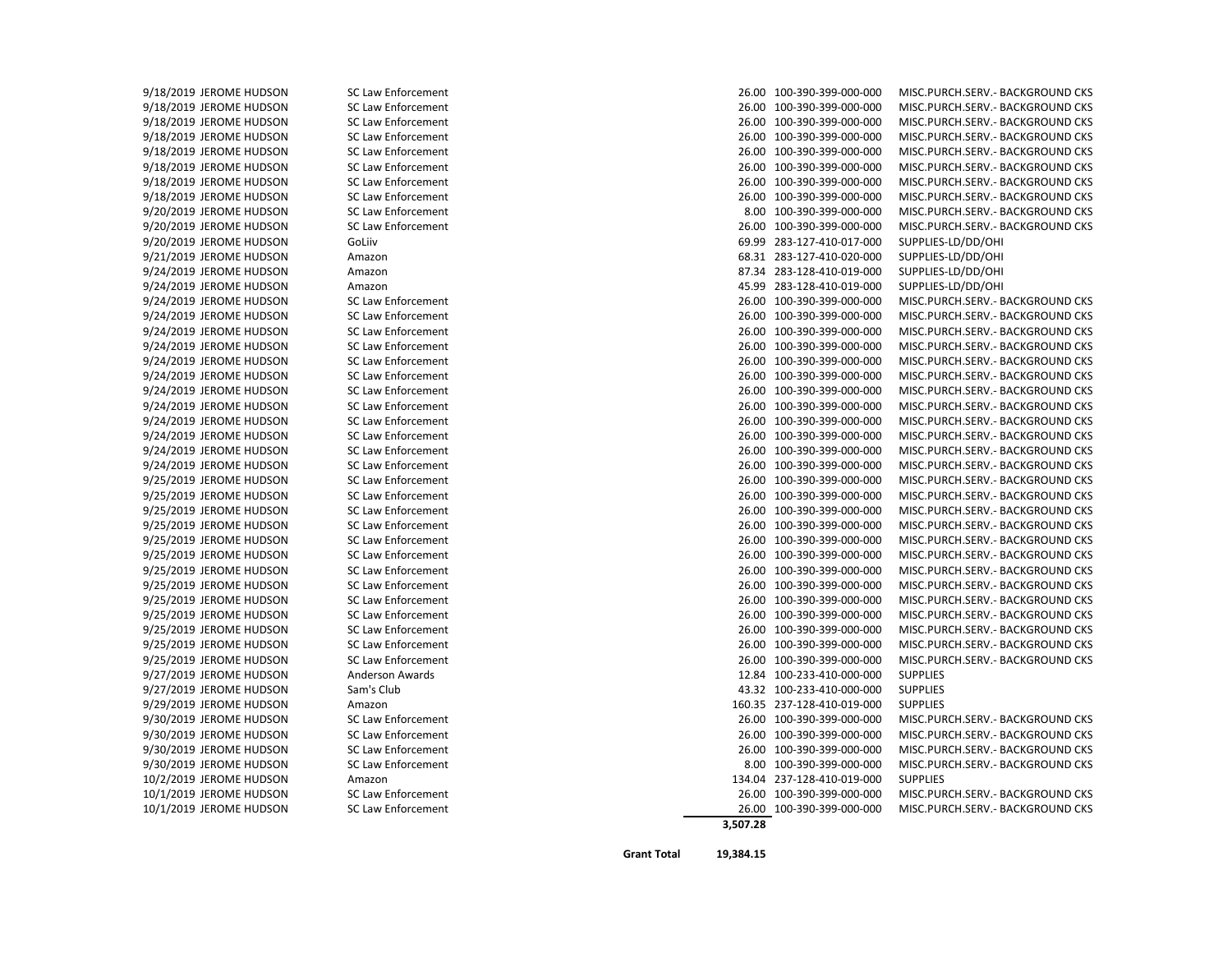| | | | | | |
|---|---|---|---|---|---|
| 9/18/2019 | JEROME HUDSON | SC Law Enforcement | 26.00 | 100-390-399-000-000 | MISC.PURCH.SERV.- BACKGROUND CKS |
| 9/18/2019 | JEROME HUDSON | SC Law Enforcement | 26.00 | 100-390-399-000-000 | MISC.PURCH.SERV.- BACKGROUND CKS |
| 9/18/2019 | JEROME HUDSON | SC Law Enforcement | 26.00 | 100-390-399-000-000 | MISC.PURCH.SERV.- BACKGROUND CKS |
| 9/18/2019 | JEROME HUDSON | SC Law Enforcement | 26.00 | 100-390-399-000-000 | MISC.PURCH.SERV.- BACKGROUND CKS |
| 9/18/2019 | JEROME HUDSON | SC Law Enforcement | 26.00 | 100-390-399-000-000 | MISC.PURCH.SERV.- BACKGROUND CKS |
| 9/18/2019 | JEROME HUDSON | SC Law Enforcement | 26.00 | 100-390-399-000-000 | MISC.PURCH.SERV.- BACKGROUND CKS |
| 9/18/2019 | JEROME HUDSON | SC Law Enforcement | 26.00 | 100-390-399-000-000 | MISC.PURCH.SERV.- BACKGROUND CKS |
| 9/18/2019 | JEROME HUDSON | SC Law Enforcement | 26.00 | 100-390-399-000-000 | MISC.PURCH.SERV.- BACKGROUND CKS |
| 9/20/2019 | JEROME HUDSON | SC Law Enforcement | 8.00 | 100-390-399-000-000 | MISC.PURCH.SERV.- BACKGROUND CKS |
| 9/20/2019 | JEROME HUDSON | SC Law Enforcement | 26.00 | 100-390-399-000-000 | MISC.PURCH.SERV.- BACKGROUND CKS |
| 9/20/2019 | JEROME HUDSON | GoLiiv | 69.99 | 283-127-410-017-000 | SUPPLIES-LD/DD/OHI |
| 9/21/2019 | JEROME HUDSON | Amazon | 68.31 | 283-127-410-020-000 | SUPPLIES-LD/DD/OHI |
| 9/24/2019 | JEROME HUDSON | Amazon | 87.34 | 283-128-410-019-000 | SUPPLIES-LD/DD/OHI |
| 9/24/2019 | JEROME HUDSON | Amazon | 45.99 | 283-128-410-019-000 | SUPPLIES-LD/DD/OHI |
| 9/24/2019 | JEROME HUDSON | SC Law Enforcement | 26.00 | 100-390-399-000-000 | MISC.PURCH.SERV.- BACKGROUND CKS |
| 9/24/2019 | JEROME HUDSON | SC Law Enforcement | 26.00 | 100-390-399-000-000 | MISC.PURCH.SERV.- BACKGROUND CKS |
| 9/24/2019 | JEROME HUDSON | SC Law Enforcement | 26.00 | 100-390-399-000-000 | MISC.PURCH.SERV.- BACKGROUND CKS |
| 9/24/2019 | JEROME HUDSON | SC Law Enforcement | 26.00 | 100-390-399-000-000 | MISC.PURCH.SERV.- BACKGROUND CKS |
| 9/24/2019 | JEROME HUDSON | SC Law Enforcement | 26.00 | 100-390-399-000-000 | MISC.PURCH.SERV.- BACKGROUND CKS |
| 9/24/2019 | JEROME HUDSON | SC Law Enforcement | 26.00 | 100-390-399-000-000 | MISC.PURCH.SERV.- BACKGROUND CKS |
| 9/24/2019 | JEROME HUDSON | SC Law Enforcement | 26.00 | 100-390-399-000-000 | MISC.PURCH.SERV.- BACKGROUND CKS |
| 9/24/2019 | JEROME HUDSON | SC Law Enforcement | 26.00 | 100-390-399-000-000 | MISC.PURCH.SERV.- BACKGROUND CKS |
| 9/24/2019 | JEROME HUDSON | SC Law Enforcement | 26.00 | 100-390-399-000-000 | MISC.PURCH.SERV.- BACKGROUND CKS |
| 9/24/2019 | JEROME HUDSON | SC Law Enforcement | 26.00 | 100-390-399-000-000 | MISC.PURCH.SERV.- BACKGROUND CKS |
| 9/24/2019 | JEROME HUDSON | SC Law Enforcement | 26.00 | 100-390-399-000-000 | MISC.PURCH.SERV.- BACKGROUND CKS |
| 9/24/2019 | JEROME HUDSON | SC Law Enforcement | 26.00 | 100-390-399-000-000 | MISC.PURCH.SERV.- BACKGROUND CKS |
| 9/25/2019 | JEROME HUDSON | SC Law Enforcement | 26.00 | 100-390-399-000-000 | MISC.PURCH.SERV.- BACKGROUND CKS |
| 9/25/2019 | JEROME HUDSON | SC Law Enforcement | 26.00 | 100-390-399-000-000 | MISC.PURCH.SERV.- BACKGROUND CKS |
| 9/25/2019 | JEROME HUDSON | SC Law Enforcement | 26.00 | 100-390-399-000-000 | MISC.PURCH.SERV.- BACKGROUND CKS |
| 9/25/2019 | JEROME HUDSON | SC Law Enforcement | 26.00 | 100-390-399-000-000 | MISC.PURCH.SERV.- BACKGROUND CKS |
| 9/25/2019 | JEROME HUDSON | SC Law Enforcement | 26.00 | 100-390-399-000-000 | MISC.PURCH.SERV.- BACKGROUND CKS |
| 9/25/2019 | JEROME HUDSON | SC Law Enforcement | 26.00 | 100-390-399-000-000 | MISC.PURCH.SERV.- BACKGROUND CKS |
| 9/25/2019 | JEROME HUDSON | SC Law Enforcement | 26.00 | 100-390-399-000-000 | MISC.PURCH.SERV.- BACKGROUND CKS |
| 9/25/2019 | JEROME HUDSON | SC Law Enforcement | 26.00 | 100-390-399-000-000 | MISC.PURCH.SERV.- BACKGROUND CKS |
| 9/25/2019 | JEROME HUDSON | SC Law Enforcement | 26.00 | 100-390-399-000-000 | MISC.PURCH.SERV.- BACKGROUND CKS |
| 9/25/2019 | JEROME HUDSON | SC Law Enforcement | 26.00 | 100-390-399-000-000 | MISC.PURCH.SERV.- BACKGROUND CKS |
| 9/25/2019 | JEROME HUDSON | SC Law Enforcement | 26.00 | 100-390-399-000-000 | MISC.PURCH.SERV.- BACKGROUND CKS |
| 9/25/2019 | JEROME HUDSON | SC Law Enforcement | 26.00 | 100-390-399-000-000 | MISC.PURCH.SERV.- BACKGROUND CKS |
| 9/25/2019 | JEROME HUDSON | SC Law Enforcement | 26.00 | 100-390-399-000-000 | MISC.PURCH.SERV.- BACKGROUND CKS |
| 9/27/2019 | JEROME HUDSON | Anderson Awards | 12.84 | 100-233-410-000-000 | SUPPLIES |
| 9/27/2019 | JEROME HUDSON | Sam's Club | 43.32 | 100-233-410-000-000 | SUPPLIES |
| 9/29/2019 | JEROME HUDSON | Amazon | 160.35 | 237-128-410-019-000 | SUPPLIES |
| 9/30/2019 | JEROME HUDSON | SC Law Enforcement | 26.00 | 100-390-399-000-000 | MISC.PURCH.SERV.- BACKGROUND CKS |
| 9/30/2019 | JEROME HUDSON | SC Law Enforcement | 26.00 | 100-390-399-000-000 | MISC.PURCH.SERV.- BACKGROUND CKS |
| 9/30/2019 | JEROME HUDSON | SC Law Enforcement | 26.00 | 100-390-399-000-000 | MISC.PURCH.SERV.- BACKGROUND CKS |
| 9/30/2019 | JEROME HUDSON | SC Law Enforcement | 8.00 | 100-390-399-000-000 | MISC.PURCH.SERV.- BACKGROUND CKS |
| 10/2/2019 | JEROME HUDSON | Amazon | 134.04 | 237-128-410-019-000 | SUPPLIES |
| 10/1/2019 | JEROME HUDSON | SC Law Enforcement | 26.00 | 100-390-399-000-000 | MISC.PURCH.SERV.- BACKGROUND CKS |
| 10/1/2019 | JEROME HUDSON | SC Law Enforcement | 26.00 | 100-390-399-000-000 | MISC.PURCH.SERV.- BACKGROUND CKS |
| | | | **3,507.28** | | |
| | | **Grant Total** | **19,384.15** | | |